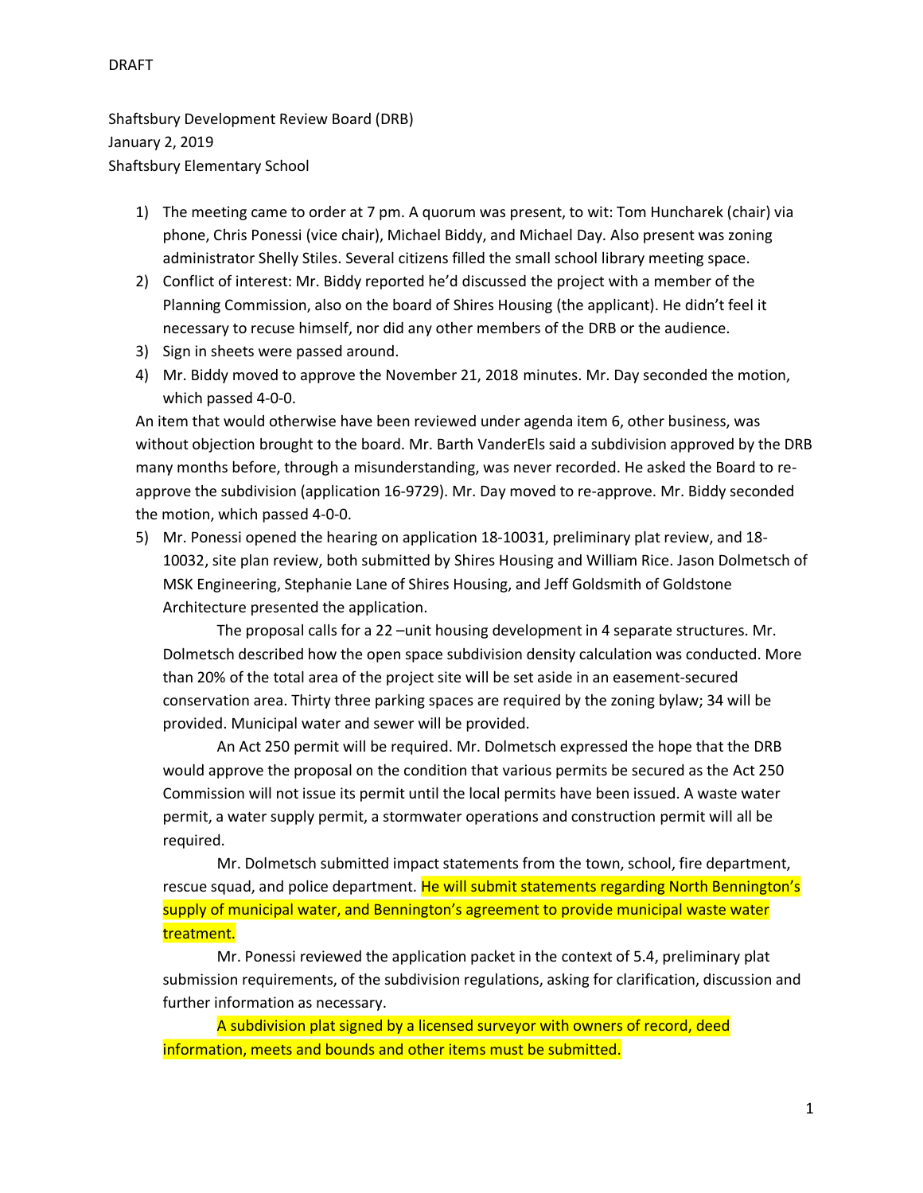DRAFT

Shaftsbury Development Review Board (DRB)
January 2, 2019
Shaftsbury Elementary School

1) The meeting came to order at 7 pm. A quorum was present, to wit: Tom Huncharek (chair) via phone, Chris Ponessi (vice chair), Michael Biddy, and Michael Day. Also present was zoning administrator Shelly Stiles. Several citizens filled the small school library meeting space.
2) Conflict of interest: Mr. Biddy reported he'd discussed the project with a member of the Planning Commission, also on the board of Shires Housing (the applicant). He didn't feel it necessary to recuse himself, nor did any other members of the DRB or the audience.
3) Sign in sheets were passed around.
4) Mr. Biddy moved to approve the November 21, 2018 minutes. Mr. Day seconded the motion, which passed 4-0-0.

An item that would otherwise have been reviewed under agenda item 6, other business, was without objection brought to the board. Mr. Barth VanderEls said a subdivision approved by the DRB many months before, through a misunderstanding, was never recorded. He asked the Board to re-approve the subdivision (application 16-9729). Mr. Day moved to re-approve. Mr. Biddy seconded the motion, which passed 4-0-0.

5) Mr. Ponessi opened the hearing on application 18-10031, preliminary plat review, and 18-10032, site plan review, both submitted by Shires Housing and William Rice. Jason Dolmetsch of MSK Engineering, Stephanie Lane of Shires Housing, and Jeff Goldsmith of Goldstone Architecture presented the application.

   The proposal calls for a 22 –unit housing development in 4 separate structures. Mr. Dolmetsch described how the open space subdivision density calculation was conducted. More than 20% of the total area of the project site will be set aside in an easement-secured conservation area. Thirty three parking spaces are required by the zoning bylaw; 34 will be provided. Municipal water and sewer will be provided.

   An Act 250 permit will be required. Mr. Dolmetsch expressed the hope that the DRB would approve the proposal on the condition that various permits be secured as the Act 250 Commission will not issue its permit until the local permits have been issued. A waste water permit, a water supply permit, a stormwater operations and construction permit will all be required.

   Mr. Dolmetsch submitted impact statements from the town, school, fire department, rescue squad, and police department. He will submit statements regarding North Bennington's supply of municipal water, and Bennington's agreement to provide municipal waste water treatment.

   Mr. Ponessi reviewed the application packet in the context of 5.4, preliminary plat submission requirements, of the subdivision regulations, asking for clarification, discussion and further information as necessary.

   A subdivision plat signed by a licensed surveyor with owners of record, deed information, meets and bounds and other items must be submitted.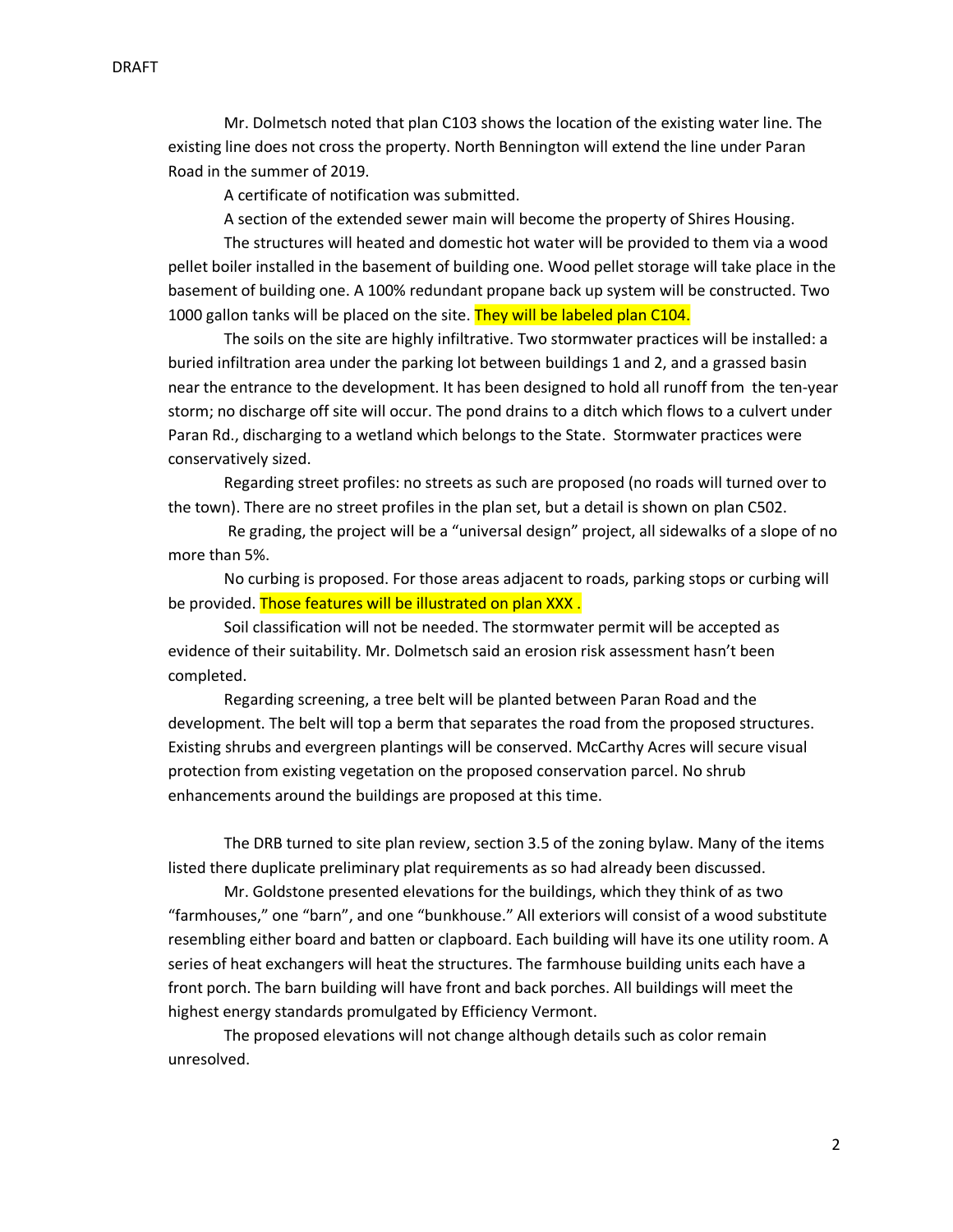DRAFT

Mr. Dolmetsch noted that plan C103 shows the location of the existing water line. The existing line does not cross the property. North Bennington will extend the line under Paran Road in the summer of 2019.

A certificate of notification was submitted.

A section of the extended sewer main will become the property of Shires Housing.

The structures will heated and domestic hot water will be provided to them via a wood pellet boiler installed in the basement of building one. Wood pellet storage will take place in the basement of building one. A 100% redundant propane back up system will be constructed. Two 1000 gallon tanks will be placed on the site. They will be labeled plan C104.

The soils on the site are highly infiltrative. Two stormwater practices will be installed: a buried infiltration area under the parking lot between buildings 1 and 2, and a grassed basin near the entrance to the development. It has been designed to hold all runoff from the ten-year storm; no discharge off site will occur. The pond drains to a ditch which flows to a culvert under Paran Rd., discharging to a wetland which belongs to the State. Stormwater practices were conservatively sized.

Regarding street profiles: no streets as such are proposed (no roads will turned over to the town). There are no street profiles in the plan set, but a detail is shown on plan C502.

Re grading, the project will be a "universal design" project, all sidewalks of a slope of no more than 5%.

No curbing is proposed. For those areas adjacent to roads, parking stops or curbing will be provided. Those features will be illustrated on plan XXX .

Soil classification will not be needed. The stormwater permit will be accepted as evidence of their suitability. Mr. Dolmetsch said an erosion risk assessment hasn't been completed.

Regarding screening, a tree belt will be planted between Paran Road and the development. The belt will top a berm that separates the road from the proposed structures. Existing shrubs and evergreen plantings will be conserved. McCarthy Acres will secure visual protection from existing vegetation on the proposed conservation parcel. No shrub enhancements around the buildings are proposed at this time.

The DRB turned to site plan review, section 3.5 of the zoning bylaw. Many of the items listed there duplicate preliminary plat requirements as so had already been discussed.

Mr. Goldstone presented elevations for the buildings, which they think of as two "farmhouses," one "barn", and one "bunkhouse." All exteriors will consist of a wood substitute resembling either board and batten or clapboard. Each building will have its one utility room. A series of heat exchangers will heat the structures. The farmhouse building units each have a front porch. The barn building will have front and back porches. All buildings will meet the highest energy standards promulgated by Efficiency Vermont.

The proposed elevations will not change although details such as color remain unresolved.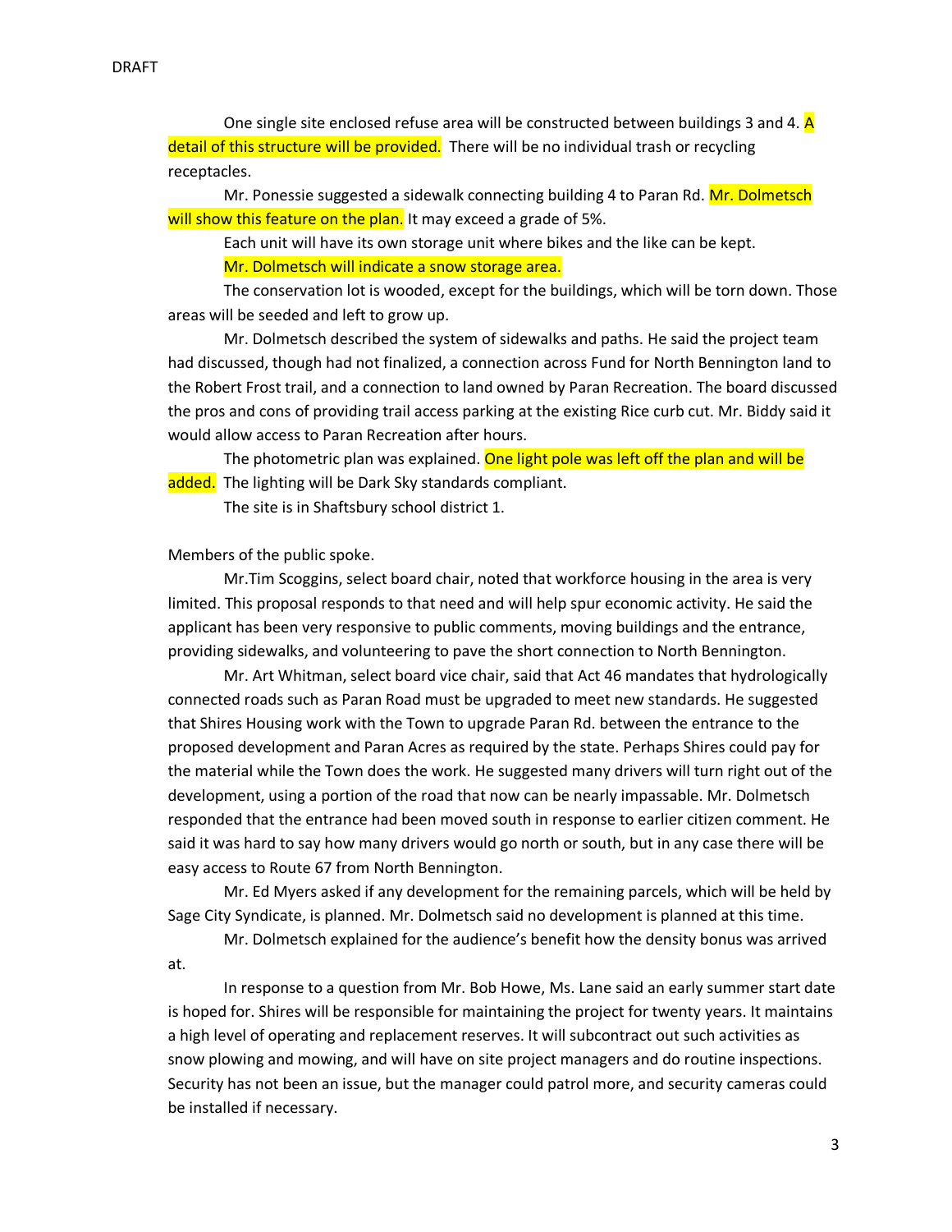One single site enclosed refuse area will be constructed between buildings 3 and 4. A detail of this structure will be provided. There will be no individual trash or recycling receptacles.

Mr. Ponessie suggested a sidewalk connecting building 4 to Paran Rd. Mr. Dolmetsch will show this feature on the plan. It may exceed a grade of 5%.

Each unit will have its own storage unit where bikes and the like can be kept.

Mr. Dolmetsch will indicate a snow storage area.

The conservation lot is wooded, except for the buildings, which will be torn down. Those areas will be seeded and left to grow up.

Mr. Dolmetsch described the system of sidewalks and paths. He said the project team had discussed, though had not finalized, a connection across Fund for North Bennington land to the Robert Frost trail, and a connection to land owned by Paran Recreation. The board discussed the pros and cons of providing trail access parking at the existing Rice curb cut. Mr. Biddy said it would allow access to Paran Recreation after hours.

The photometric plan was explained. One light pole was left off the plan and will be added. The lighting will be Dark Sky standards compliant.

The site is in Shaftsbury school district 1.

Members of the public spoke.

Mr.Tim Scoggins, select board chair, noted that workforce housing in the area is very limited. This proposal responds to that need and will help spur economic activity. He said the applicant has been very responsive to public comments, moving buildings and the entrance, providing sidewalks, and volunteering to pave the short connection to North Bennington.

Mr. Art Whitman, select board vice chair, said that Act 46 mandates that hydrologically connected roads such as Paran Road must be upgraded to meet new standards. He suggested that Shires Housing work with the Town to upgrade Paran Rd. between the entrance to the proposed development and Paran Acres as required by the state. Perhaps Shires could pay for the material while the Town does the work. He suggested many drivers will turn right out of the development, using a portion of the road that now can be nearly impassable. Mr. Dolmetsch responded that the entrance had been moved south in response to earlier citizen comment. He said it was hard to say how many drivers would go north or south, but in any case there will be easy access to Route 67 from North Bennington.

Mr. Ed Myers asked if any development for the remaining parcels, which will be held by Sage City Syndicate, is planned. Mr. Dolmetsch said no development is planned at this time.

Mr. Dolmetsch explained for the audience's benefit how the density bonus was arrived at.

In response to a question from Mr. Bob Howe, Ms. Lane said an early summer start date is hoped for. Shires will be responsible for maintaining the project for twenty years. It maintains a high level of operating and replacement reserves. It will subcontract out such activities as snow plowing and mowing, and will have on site project managers and do routine inspections. Security has not been an issue, but the manager could patrol more, and security cameras could be installed if necessary.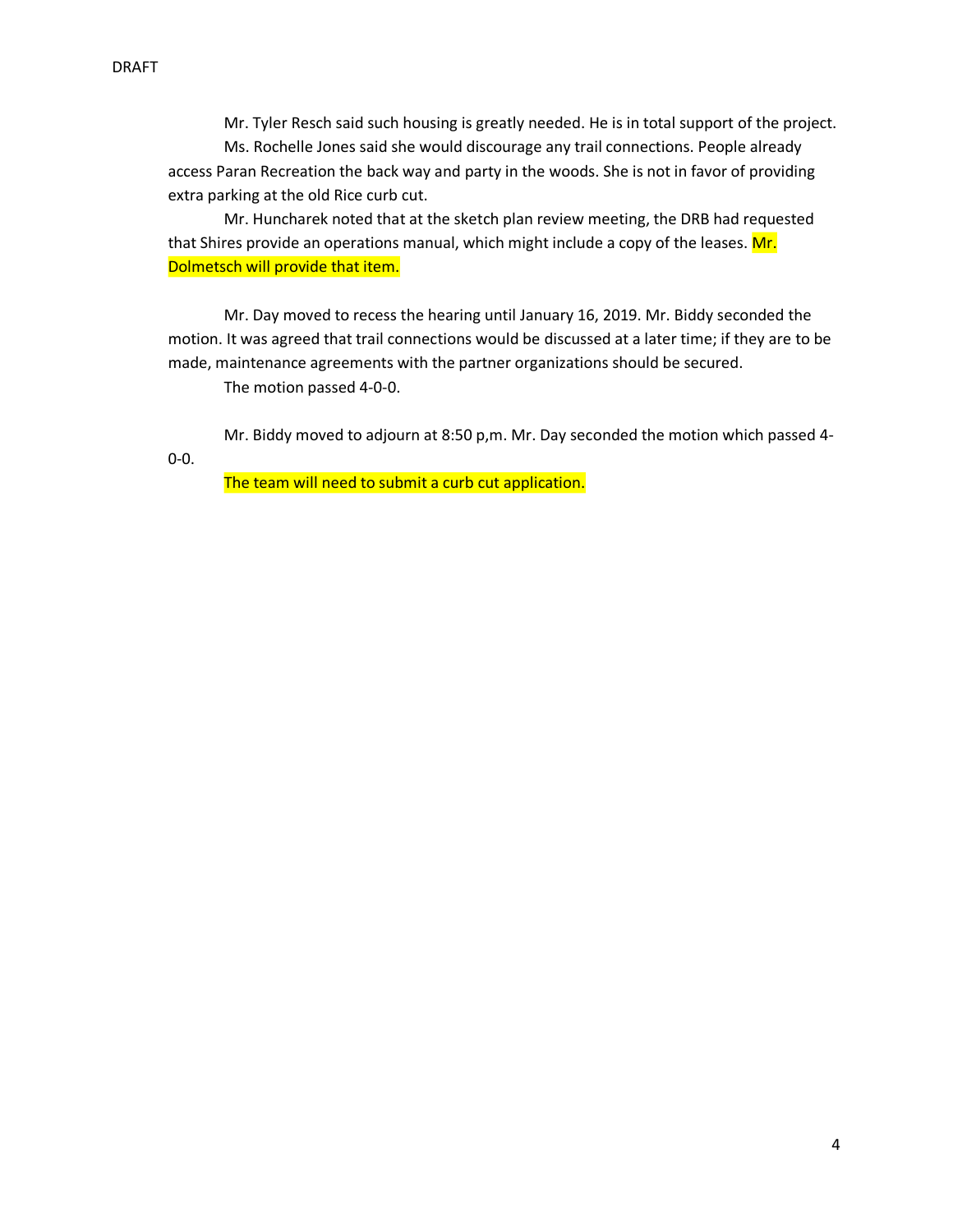DRAFT

Mr. Tyler Resch said such housing is greatly needed. He is in total support of the project.

Ms. Rochelle Jones said she would discourage any trail connections. People already access Paran Recreation the back way and party in the woods. She is not in favor of providing extra parking at the old Rice curb cut.

Mr. Huncharek noted that at the sketch plan review meeting, the DRB had requested that Shires provide an operations manual, which might include a copy of the leases. Mr. Dolmetsch will provide that item.

Mr. Day moved to recess the hearing until January 16, 2019. Mr. Biddy seconded the motion. It was agreed that trail connections would be discussed at a later time; if they are to be made, maintenance agreements with the partner organizations should be secured.

The motion passed 4-0-0.

Mr. Biddy moved to adjourn at 8:50 p,m. Mr. Day seconded the motion which passed 4-0-0.

The team will need to submit a curb cut application.